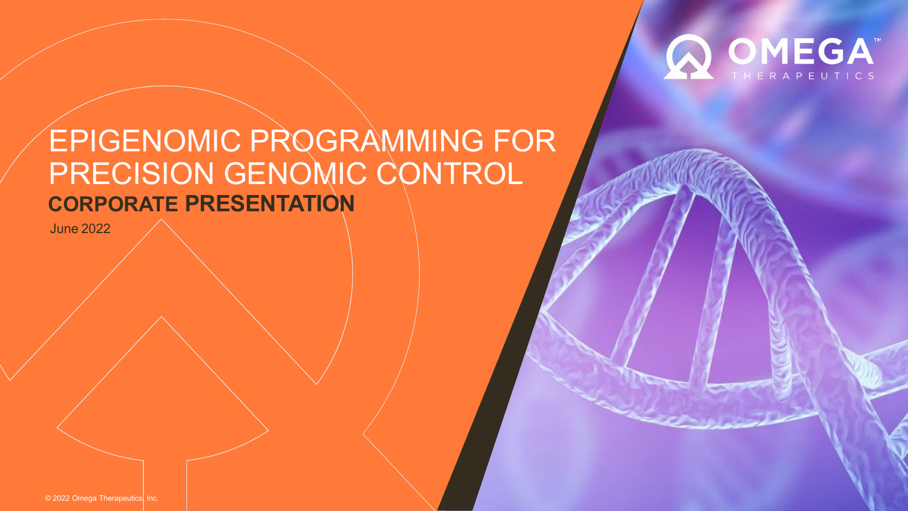OMEGA THERAPEUTICS

# EPIGENOMIC PROGRAMMING FOR PRECISION GENOMIC CONTROL

## CORPORATE PRESENTATION

June 2022

© 2022 Omega Therapeutics, Inc.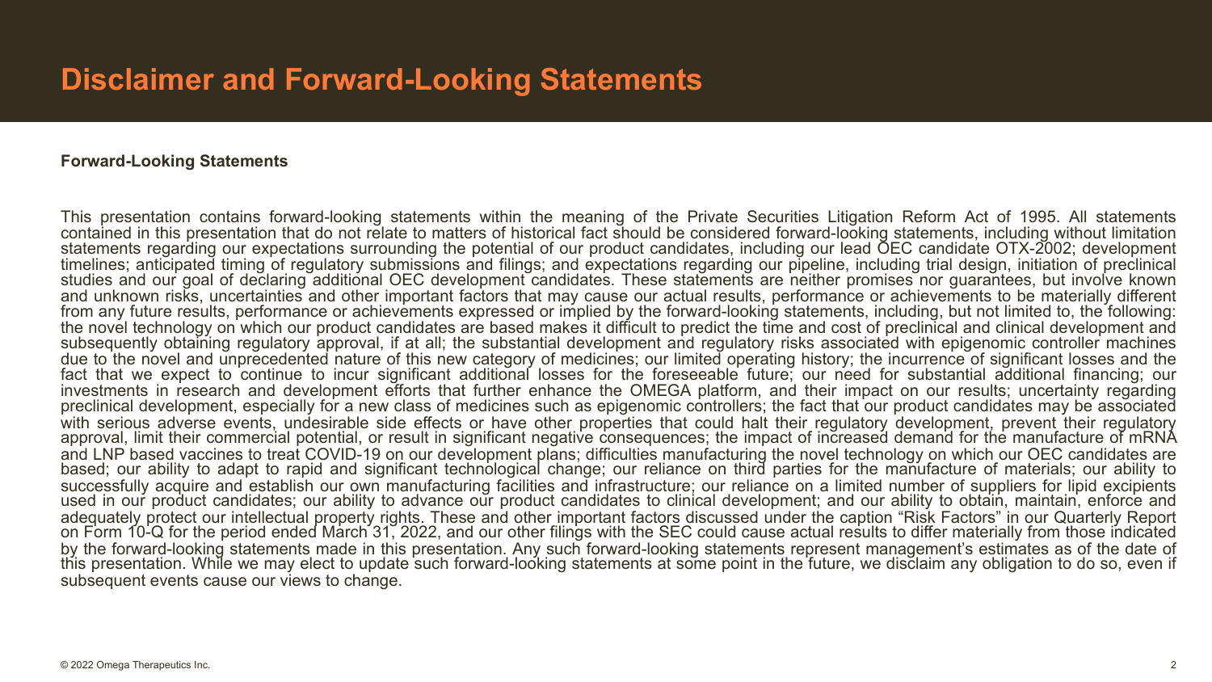# Disclaimer and Forward-Looking Statements

**Forward-Looking Statements**

This presentation contains forward-looking statements within the meaning of the Private Securities Litigation Reform Act of 1995. All statements contained in this presentation that do not relate to matters of historical fact should be considered forward-looking statements, including without limitation statements regarding our expectations surrounding the potential of our product candidates, including our lead OEC candidate OTX-2002; development timelines; anticipated timing of regulatory submissions and filings; and expectations regarding our pipeline, including trial design, initiation of preclinical studies and our goal of declaring additional OEC development candidates. These statements are neither promises nor guarantees, but involve known and unknown risks, uncertainties and other important factors that may cause our actual results, performance or achievements to be materially different from any future results, performance or achievements expressed or implied by the forward-looking statements, including, but not limited to, the following: the novel technology on which our product candidates are based makes it difficult to predict the time and cost of preclinical and clinical development and subsequently obtaining regulatory approval, if at all; the substantial development and regulatory risks associated with epigenomic controller machines due to the novel and unprecedented nature of this new category of medicines; our limited operating history; the incurrence of significant losses and the fact that we expect to continue to incur significant additional losses for the foreseeable future; our need for substantial additional financing; our investments in research and development efforts that further enhance the OMEGA platform, and their impact on our results; uncertainty regarding preclinical development, especially for a new class of medicines such as epigenomic controllers; the fact that our product candidates may be associated with serious adverse events, undesirable side effects or have other properties that could halt their regulatory development, prevent their regulatory approval, limit their commercial potential, or result in significant negative consequences; the impact of increased demand for the manufacture of mRNA and LNP based vaccines to treat COVID-19 on our development plans; difficulties manufacturing the novel technology on which our OEC candidates are based; our ability to adapt to rapid and significant technological change; our reliance on third parties for the manufacture of materials; our ability to successfully acquire and establish our own manufacturing facilities and infrastructure; our reliance on a limited number of suppliers for lipid excipients used in our product candidates; our ability to advance our product candidates to clinical development; and our ability to obtain, maintain, enforce and adequately protect our intellectual property rights. These and other important factors discussed under the caption "Risk Factors" in our Quarterly Report on Form 10-Q for the period ended March 31, 2022, and our other filings with the SEC could cause actual results to differ materially from those indicated by the forward-looking statements made in this presentation. Any such forward-looking statements represent management's estimates as of the date of this presentation. While we may elect to update such forward-looking statements at some point in the future, we disclaim any obligation to do so, even if subsequent events cause our views to change.

© 2022 Omega Therapeutics Inc.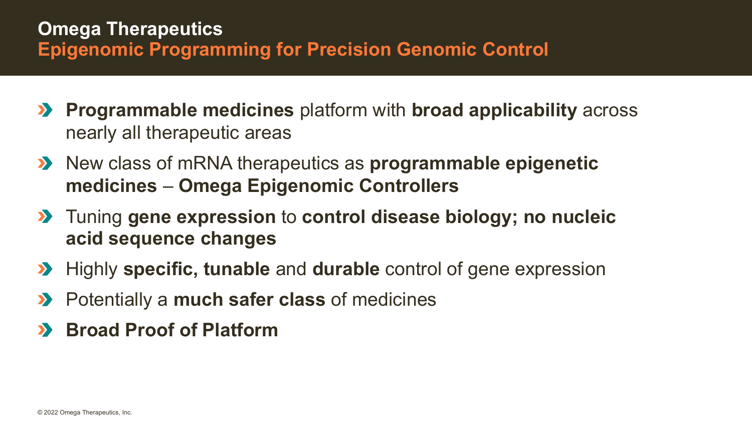# Omega Therapeutics

## Epigenomic Programming for Precision Genomic Control

- **Programmable medicines** platform with **broad applicability** across nearly all therapeutic areas
- New class of mRNA therapeutics as **programmable epigenetic medicines** – **Omega Epigenomic Controllers**
- Tuning **gene expression** to **control disease biology; no nucleic acid sequence changes**
- Highly **specific, tunable** and **durable** control of gene expression
- Potentially a **much safer class** of medicines
- **Broad Proof of Platform**

© 2022 Omega Therapeutics, Inc.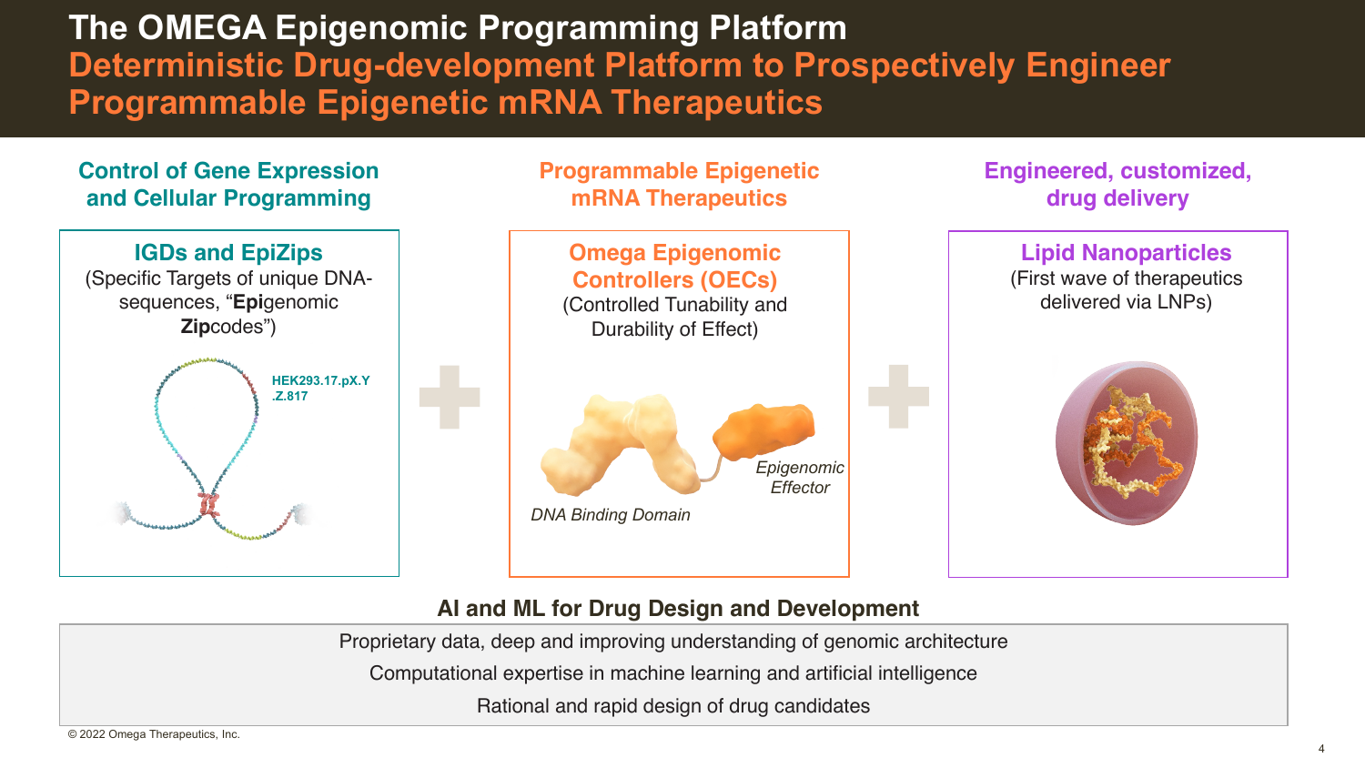# The OMEGA Epigenomic Programming Platform

## Deterministic Drug-development Platform to Prospectively Engineer Programmable Epigenetic mRNA Therapeutics

### Control of Gene Expression and Cellular Programming

**IGDs and EpiZips**

(Specific Targets of unique DNA-sequences, "**Epi**genomic **Zip**codes")

HEK293.17.pX.Y.Z.817

### Programmable Epigenetic mRNA Therapeutics

**Omega Epigenomic Controllers (OECs)**

(Controlled Tunability and Durability of Effect)

*DNA Binding Domain*

*Epigenomic Effector*

### Engineered, customized, drug delivery

**Lipid Nanoparticles**

(First wave of therapeutics delivered via LNPs)

### AI and ML for Drug Design and Development

Proprietary data, deep and improving understanding of genomic architecture

Computational expertise in machine learning and artificial intelligence

Rational and rapid design of drug candidates

© 2022 Omega Therapeutics, Inc.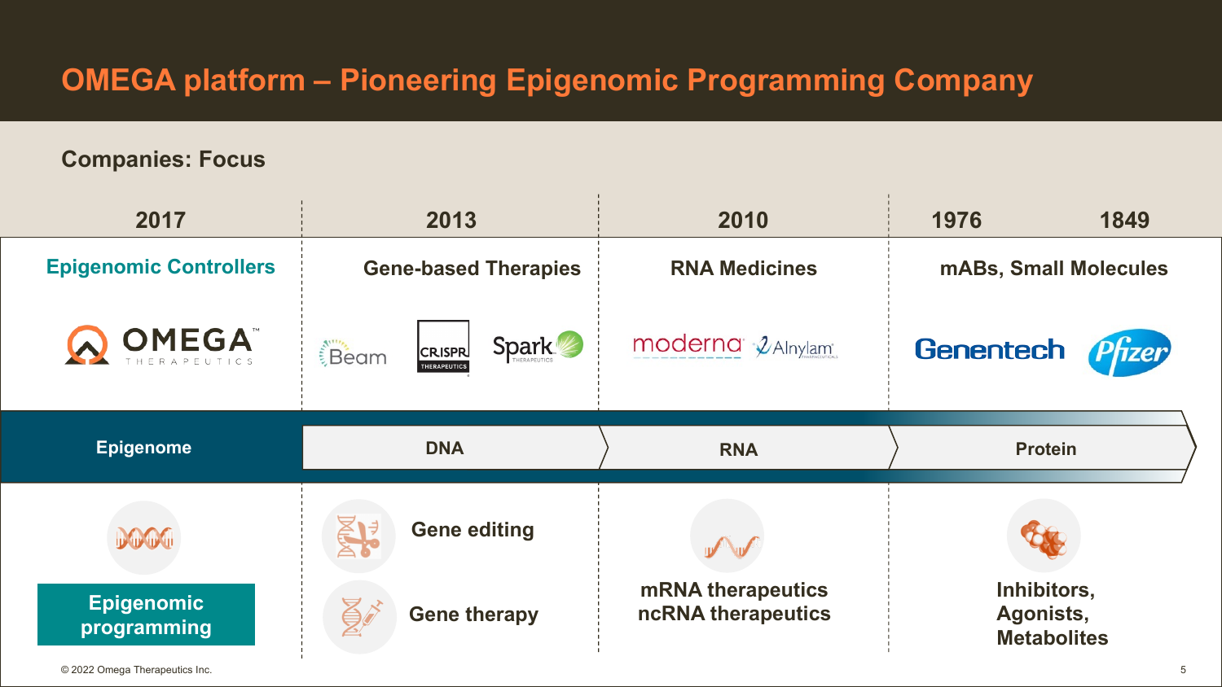# OMEGA platform – Pioneering Epigenomic Programming Company

**Companies: Focus**

| 2017 | 2013 | 2010 | 1976 / 1849 |
|---|---|---|---|
| Epigenomic Controllers | Gene-based Therapies | RNA Medicines | mABs, Small Molecules |
| OMEGA THERAPEUTICS | Beam, CRISPR Therapeutics, Spark Therapeutics | moderna, Alnylam | Genentech, Pfizer |
| Epigenome | DNA | RNA | Protein |
| Epigenomic programming | Gene editing<br>Gene therapy | mRNA therapeutics<br>ncRNA therapeutics | Inhibitors,<br>Agonists,<br>Metabolites |

© 2022 Omega Therapeutics Inc.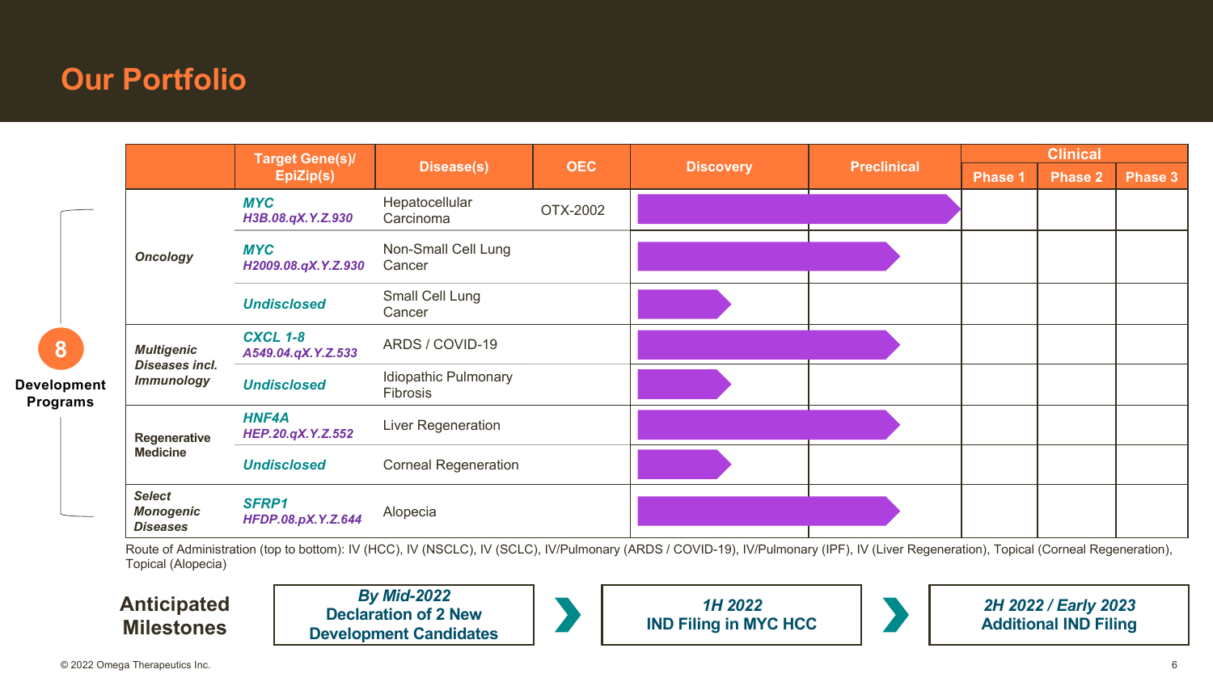# Our Portfolio

**8 Development Programs**

| | Target Gene(s)/ EpiZip(s) | Disease(s) | OEC | Discovery | Preclinical | Clinical | | |
|---|---|---|---|---|---|---|---|---|
| | | | | | | Phase 1 | Phase 2 | Phase 3 |
| *Oncology* | ***MYC*** ***H3B.08.qX.Y.Z.930*** | Hepatocellular Carcinoma | OTX-2002 | | | | | |
| | ***MYC*** ***H2009.08.qX.Y.Z.930*** | Non-Small Cell Lung Cancer | | | | | | |
| | ***Undisclosed*** | Small Cell Lung Cancer | | | | | | |
| *Multigenic Diseases incl. Immunology* | ***CXCL 1-8*** ***A549.04.qX.Y.Z.533*** | ARDS / COVID-19 | | | | | | |
| | ***Undisclosed*** | Idiopathic Pulmonary Fibrosis | | | | | | |
| **Regenerative Medicine** | ***HNF4A*** ***HEP.20.qX.Y.Z.552*** | Liver Regeneration | | | | | | |
| | ***Undisclosed*** | Corneal Regeneration | | | | | | |
| *Select Monogenic Diseases* | ***SFRP1*** ***HFDP.08.pX.Y.Z.644*** | Alopecia | | | | | | |

Route of Administration (top to bottom): IV (HCC), IV (NSCLC), IV (SCLC), IV/Pulmonary (ARDS / COVID-19), IV/Pulmonary (IPF), IV (Liver Regeneration), Topical (Corneal Regeneration), Topical (Alopecia)

**Anticipated Milestones**

- ***By Mid-2022*** **Declaration of 2 New Development Candidates**
- ***1H 2022*** **IND Filing in MYC HCC**
- ***2H 2022 / Early 2023*** **Additional IND Filing**

© 2022 Omega Therapeutics Inc.